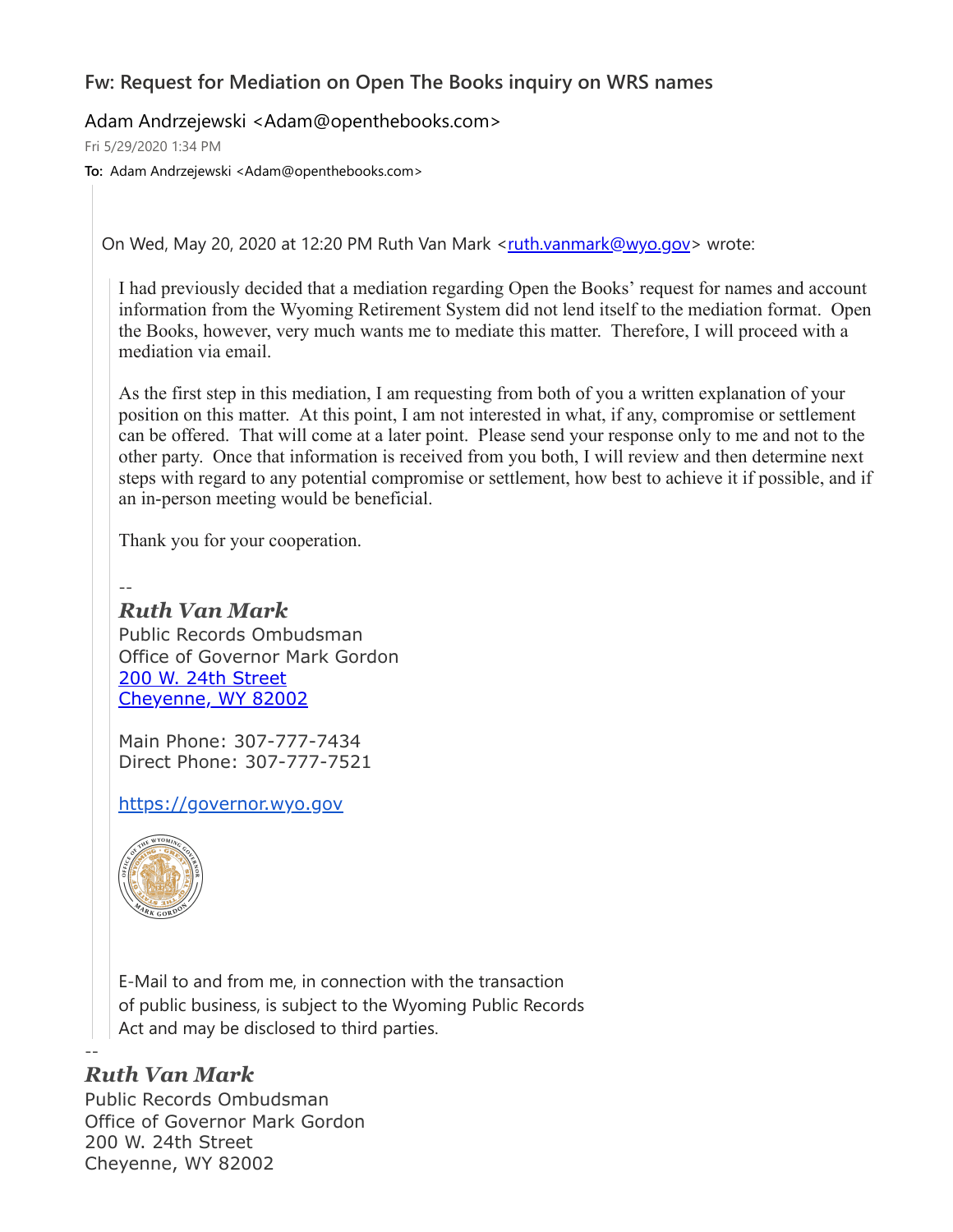## Fw: Request for Mediation on Open The Books inquiry on WRS names

Adam Andrzejewski <Adam@openthebooks.com>

Fri 5/29/2020 1:34 PM

**To:** Adam Andrzejewski <Adam@openthebooks.com>

On Wed, May 20, 2020 at 12:20 PM Ruth Van Mark <ruth.vanmark@wyo.gov> wrote:

> I had previously decided that a mediation regarding Open the Books' request for names and account information from the Wyoming Retirement System did not lend itself to the mediation format. Open the Books, however, very much wants me to mediate this matter. Therefore, I will proceed with a mediation via email.
>
> As the first step in this mediation, I am requesting from both of you a written explanation of your position on this matter. At this point, I am not interested in what, if any, compromise or settlement can be offered. That will come at a later point. Please send your response only to me and not to the other party. Once that information is received from you both, I will review and then determine next steps with regard to any potential compromise or settlement, how best to achieve it if possible, and if an in-person meeting would be beneficial.
>
> Thank you for your cooperation.
>
> --
>
> ***Ruth Van Mark***
> Public Records Ombudsman
> Office of Governor Mark Gordon
> 200 W. 24th Street
> Cheyenne, WY 82002
>
> Main Phone: 307-777-7434
> Direct Phone: 307-777-7521
>
> https://governor.wyo.gov
>
> E-Mail to and from me, in connection with the transaction of public business, is subject to the Wyoming Public Records Act and may be disclosed to third parties.

--

***Ruth Van Mark***
Public Records Ombudsman
Office of Governor Mark Gordon
200 W. 24th Street
Cheyenne, WY 82002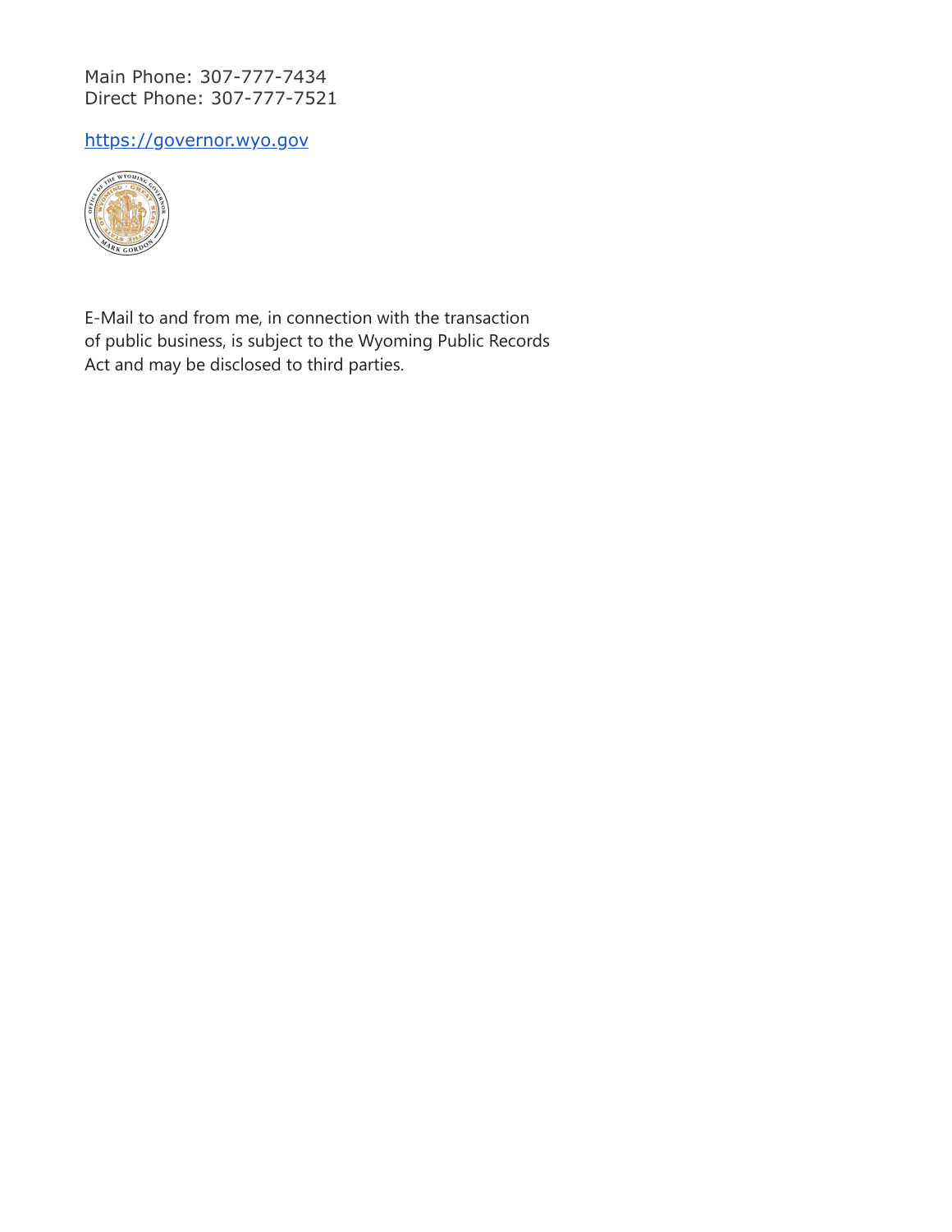Main Phone: 307-777-7434
Direct Phone: 307-777-7521

https://governor.wyo.gov

E-Mail to and from me, in connection with the transaction of public business, is subject to the Wyoming Public Records Act and may be disclosed to third parties.